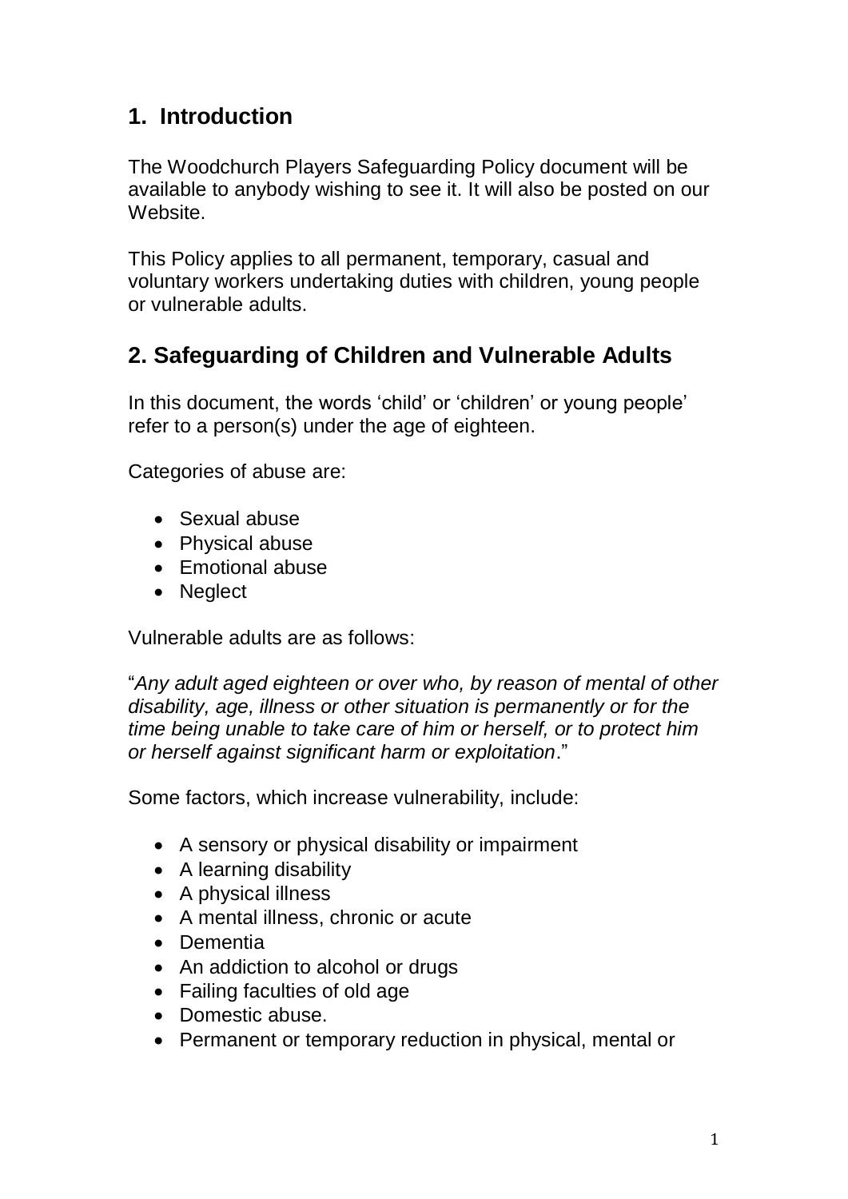## 1. Introduction

The Woodchurch Players Safeguarding Policy document will be available to anybody wishing to see it. It will also be posted on our Website.

This Policy applies to all permanent, temporary, casual and voluntary workers undertaking duties with children, young people or vulnerable adults.

## 2. Safeguarding of Children and Vulnerable Adults

In this document, the words 'child' or 'children' or young people' refer to a person(s) under the age of eighteen.

Categories of abuse are:

- Sexual abuse
- Physical abuse
- Emotional abuse
- Neglect

Vulnerable adults are as follows:

"*Any adult aged eighteen or over who, by reason of mental of other disability, age, illness or other situation is permanently or for the time being unable to take care of him or herself, or to protect him or herself against significant harm or exploitation*."

Some factors, which increase vulnerability, include:

- A sensory or physical disability or impairment
- A learning disability
- A physical illness
- A mental illness, chronic or acute
- Dementia
- An addiction to alcohol or drugs
- Failing faculties of old age
- Domestic abuse.
- Permanent or temporary reduction in physical, mental or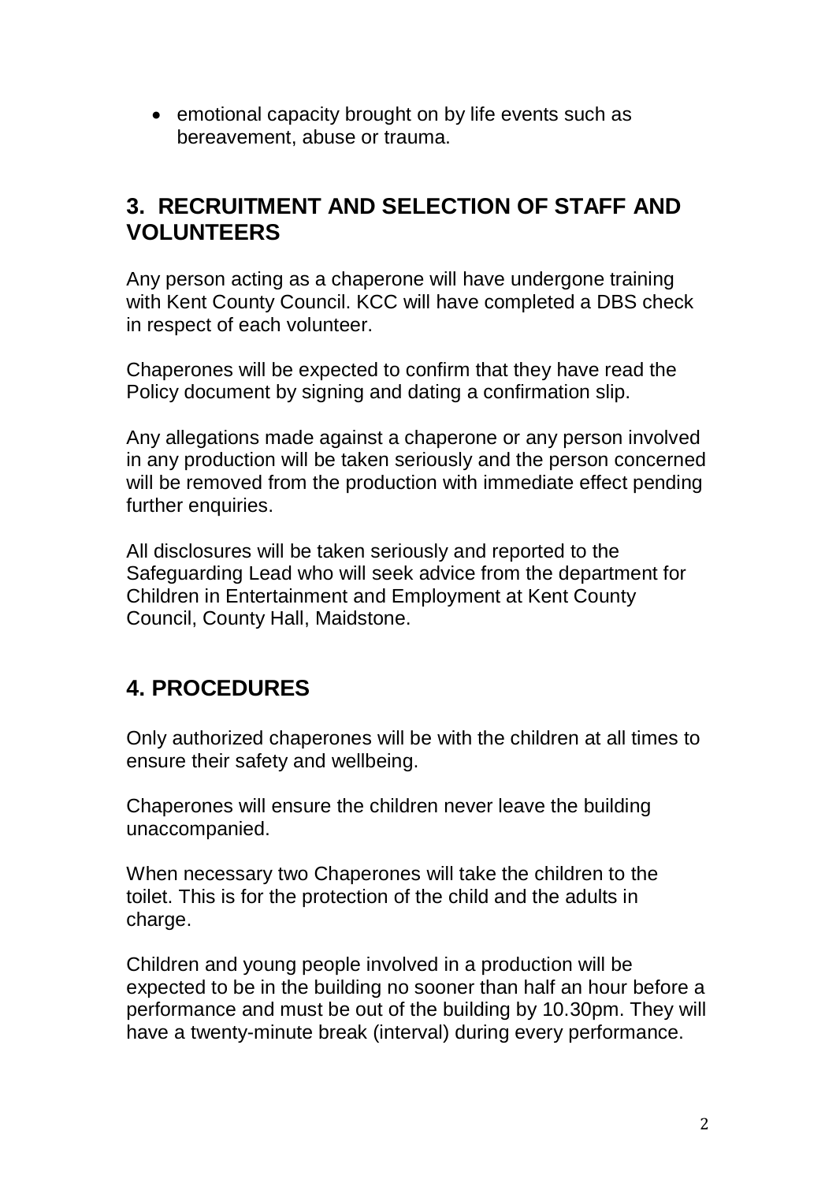- emotional capacity brought on by life events such as bereavement, abuse or trauma.

## 3. RECRUITMENT AND SELECTION OF STAFF AND VOLUNTEERS

Any person acting as a chaperone will have undergone training with Kent County Council. KCC will have completed a DBS check in respect of each volunteer.

Chaperones will be expected to confirm that they have read the Policy document by signing and dating a confirmation slip.

Any allegations made against a chaperone or any person involved in any production will be taken seriously and the person concerned will be removed from the production with immediate effect pending further enquiries.

All disclosures will be taken seriously and reported to the Safeguarding Lead who will seek advice from the department for Children in Entertainment and Employment at Kent County Council, County Hall, Maidstone.

## 4. PROCEDURES

Only authorized chaperones will be with the children at all times to ensure their safety and wellbeing.

Chaperones will ensure the children never leave the building unaccompanied.

When necessary two Chaperones will take the children to the toilet. This is for the protection of the child and the adults in charge.

Children and young people involved in a production will be expected to be in the building no sooner than half an hour before a performance and must be out of the building by 10.30pm. They will have a twenty-minute break (interval) during every performance.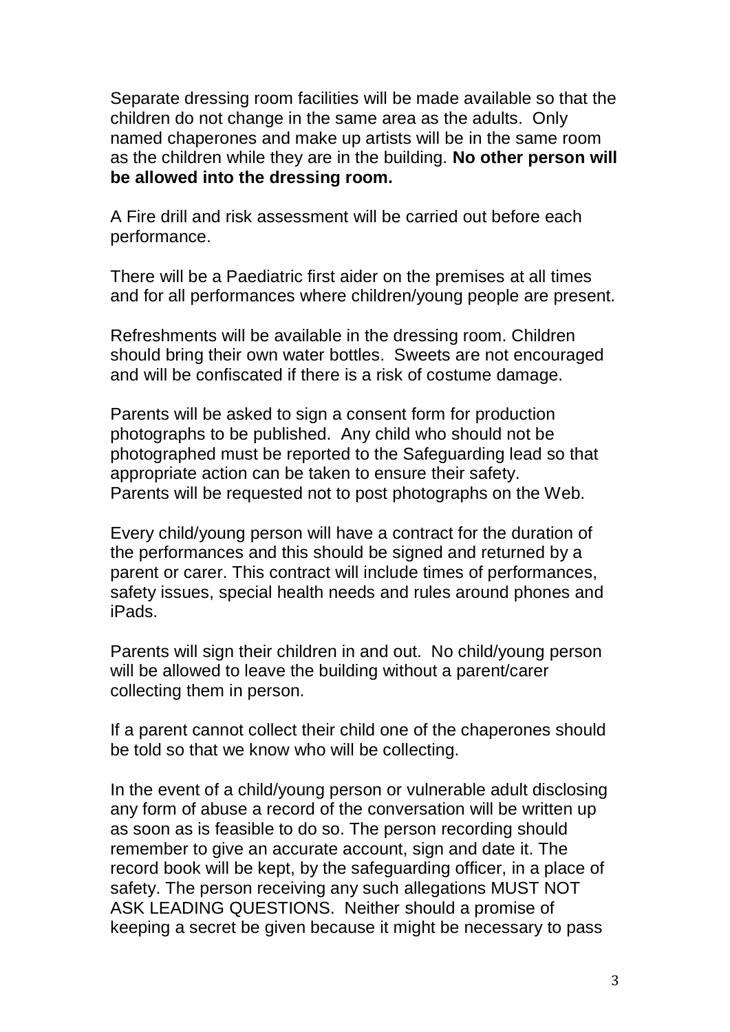Separate dressing room facilities will be made available so that the children do not change in the same area as the adults. Only named chaperones and make up artists will be in the same room as the children while they are in the building. **No other person will be allowed into the dressing room.**

A Fire drill and risk assessment will be carried out before each performance.

There will be a Paediatric first aider on the premises at all times and for all performances where children/young people are present.

Refreshments will be available in the dressing room. Children should bring their own water bottles. Sweets are not encouraged and will be confiscated if there is a risk of costume damage.

Parents will be asked to sign a consent form for production photographs to be published. Any child who should not be photographed must be reported to the Safeguarding lead so that appropriate action can be taken to ensure their safety.
Parents will be requested not to post photographs on the Web.

Every child/young person will have a contract for the duration of the performances and this should be signed and returned by a parent or carer. This contract will include times of performances, safety issues, special health needs and rules around phones and iPads.

Parents will sign their children in and out. No child/young person will be allowed to leave the building without a parent/carer collecting them in person.

If a parent cannot collect their child one of the chaperones should be told so that we know who will be collecting.

In the event of a child/young person or vulnerable adult disclosing any form of abuse a record of the conversation will be written up as soon as is feasible to do so. The person recording should remember to give an accurate account, sign and date it. The record book will be kept, by the safeguarding officer, in a place of safety. The person receiving any such allegations MUST NOT ASK LEADING QUESTIONS. Neither should a promise of keeping a secret be given because it might be necessary to pass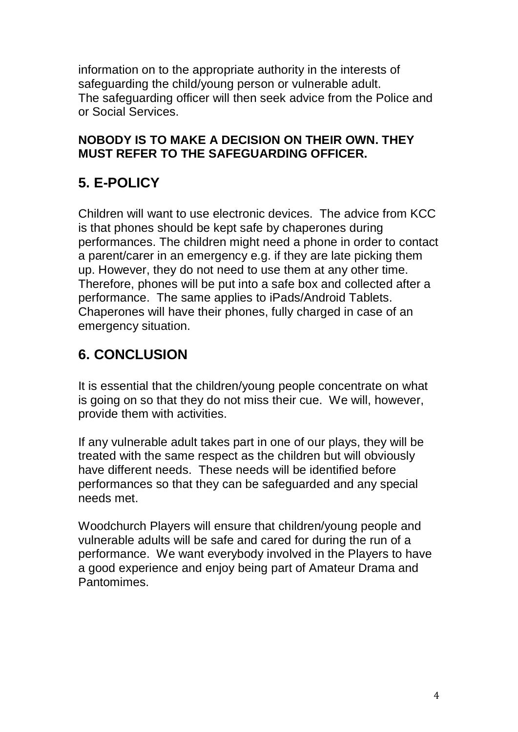information on to the appropriate authority in the interests of safeguarding the child/young person or vulnerable adult.
The safeguarding officer will then seek advice from the Police and or Social Services.

**NOBODY IS TO MAKE A DECISION ON THEIR OWN. THEY MUST REFER TO THE SAFEGUARDING OFFICER.**

## 5. E-POLICY

Children will want to use electronic devices. The advice from KCC is that phones should be kept safe by chaperones during performances. The children might need a phone in order to contact a parent/carer in an emergency e.g. if they are late picking them up. However, they do not need to use them at any other time. Therefore, phones will be put into a safe box and collected after a performance. The same applies to iPads/Android Tablets. Chaperones will have their phones, fully charged in case of an emergency situation.

## 6. CONCLUSION

It is essential that the children/young people concentrate on what is going on so that they do not miss their cue. We will, however, provide them with activities.

If any vulnerable adult takes part in one of our plays, they will be treated with the same respect as the children but will obviously have different needs. These needs will be identified before performances so that they can be safeguarded and any special needs met.

Woodchurch Players will ensure that children/young people and vulnerable adults will be safe and cared for during the run of a performance. We want everybody involved in the Players to have a good experience and enjoy being part of Amateur Drama and Pantomimes.